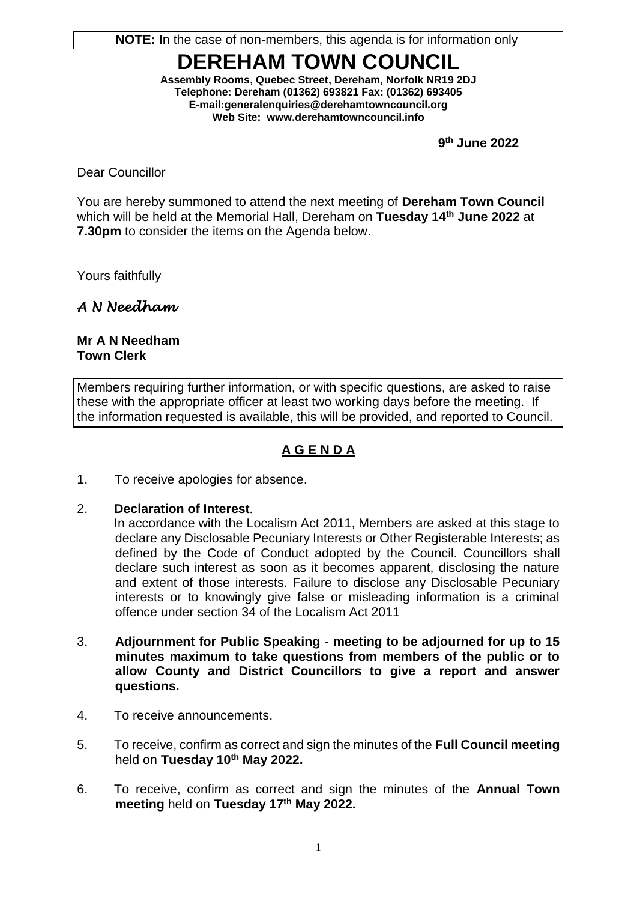**NOTE:** In the case of non-members, this agenda is for information only

# DEREHAM TOWN COUNCIL

**Assembly Rooms, Quebec Street, Dereham, Norfolk NR19 2DJ**
**Telephone: Dereham (01362) 693821 Fax: (01362) 693405**
**E-mail:generalenquiries@derehamtowncouncil.org**
**Web Site: www.derehamtowncouncil.info**

**9th June 2022**

Dear Councillor

You are hereby summoned to attend the next meeting of **Dereham Town Council** which will be held at the Memorial Hall, Dereham on **Tuesday 14th June 2022** at **7.30pm** to consider the items on the Agenda below.

Yours faithfully

*A N Needham*

**Mr A N Needham**
**Town Clerk**

Members requiring further information, or with specific questions, are asked to raise these with the appropriate officer at least two working days before the meeting. If the information requested is available, this will be provided, and reported to Council.

## A G E N D A

1. To receive apologies for absence.

2. **Declaration of Interest**.
   In accordance with the Localism Act 2011, Members are asked at this stage to declare any Disclosable Pecuniary Interests or Other Registerable Interests; as defined by the Code of Conduct adopted by the Council. Councillors shall declare such interest as soon as it becomes apparent, disclosing the nature and extent of those interests. Failure to disclose any Disclosable Pecuniary interests or to knowingly give false or misleading information is a criminal offence under section 34 of the Localism Act 2011

3. **Adjournment for Public Speaking - meeting to be adjourned for up to 15 minutes maximum to take questions from members of the public or to allow County and District Councillors to give a report and answer questions.**

4. To receive announcements.

5. To receive, confirm as correct and sign the minutes of the **Full Council meeting** held on **Tuesday 10th May 2022.**

6. To receive, confirm as correct and sign the minutes of the **Annual Town meeting** held on **Tuesday 17th May 2022.**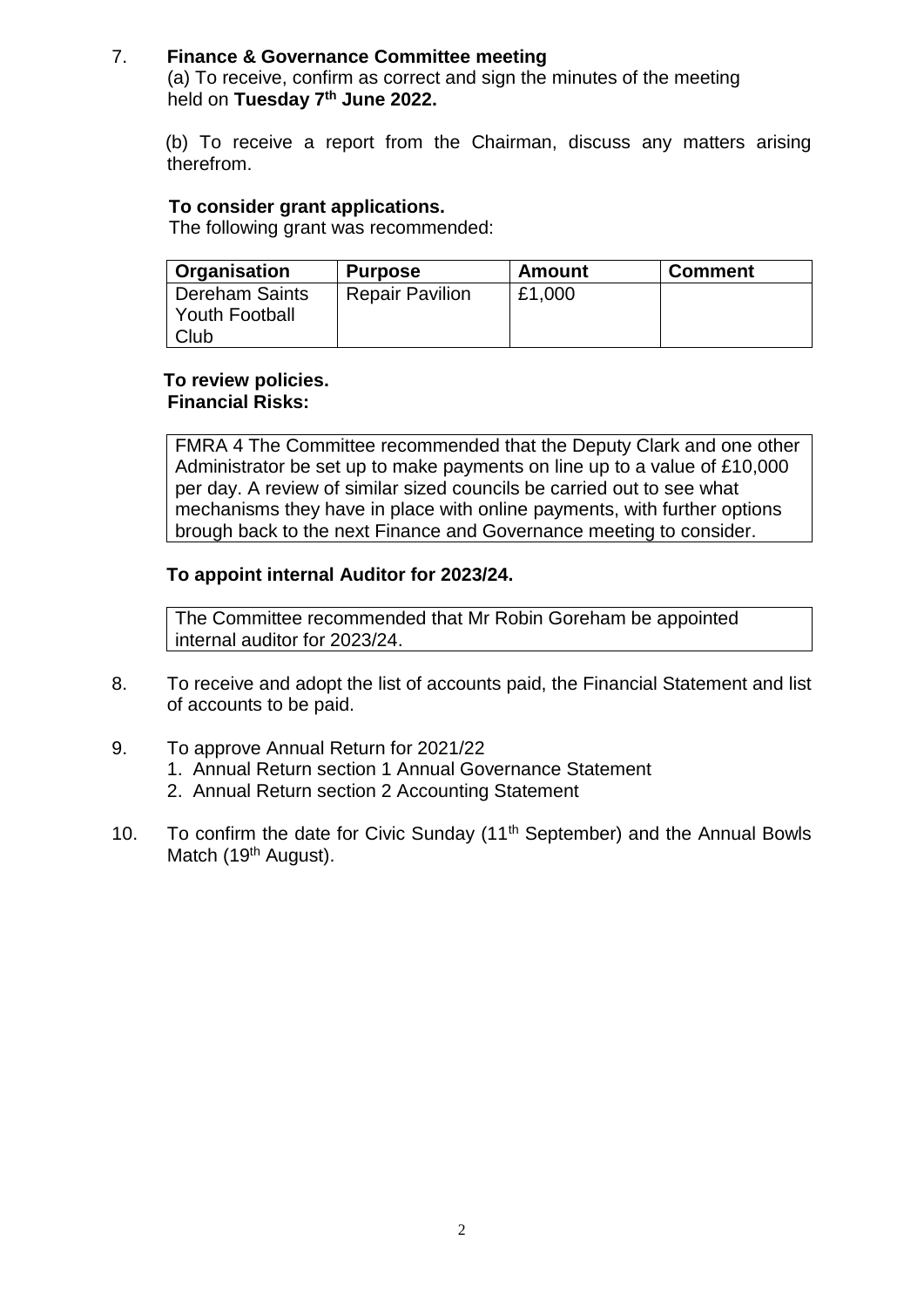7. **Finance & Governance Committee meeting**

   (a) To receive, confirm as correct and sign the minutes of the meeting held on **Tuesday 7th June 2022.**

   (b) To receive a report from the Chairman, discuss any matters arising therefrom.

   **To consider grant applications.**

   The following grant was recommended:

| Organisation | Purpose | Amount | Comment |
|---|---|---|---|
| Dereham Saints Youth Football Club | Repair Pavilion | £1,000 | |

   **To review policies.**

   **Financial Risks:**

   FMRA 4 The Committee recommended that the Deputy Clark and one other Administrator be set up to make payments on line up to a value of £10,000 per day. A review of similar sized councils be carried out to see what mechanisms they have in place with online payments, with further options brough back to the next Finance and Governance meeting to consider.

   **To appoint internal Auditor for 2023/24.**

   The Committee recommended that Mr Robin Goreham be appointed internal auditor for 2023/24.

8. To receive and adopt the list of accounts paid, the Financial Statement and list of accounts to be paid.

9. To approve Annual Return for 2021/22
   1. Annual Return section 1 Annual Governance Statement
   2. Annual Return section 2 Accounting Statement

10. To confirm the date for Civic Sunday (11th September) and the Annual Bowls Match (19th August).